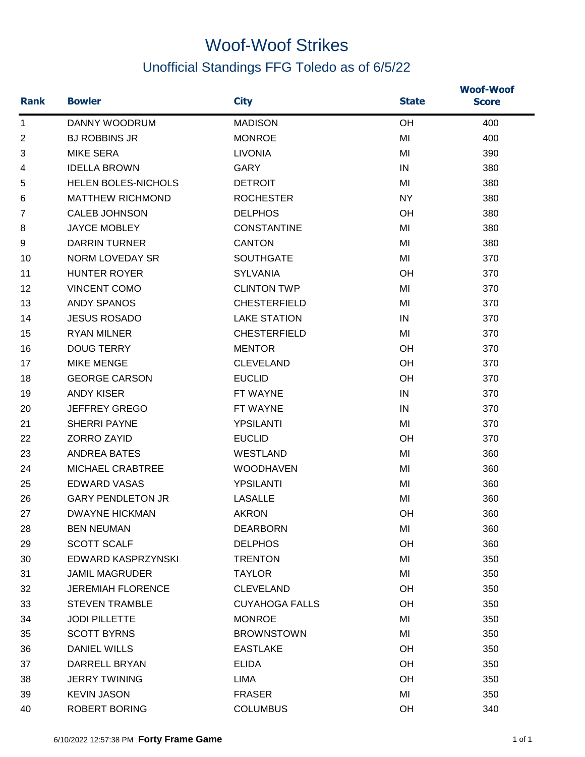# Woof-Woof Strikes

## Unofficial Standings FFG Toledo as of 6/5/22

| Rank | Bowler | City | State | Woof-Woof Score |
|---|---|---|---|---|
| 1 | DANNY WOODRUM | MADISON | OH | 400 |
| 2 | BJ ROBBINS JR | MONROE | MI | 400 |
| 3 | MIKE SERA | LIVONIA | MI | 390 |
| 4 | IDELLA BROWN | GARY | IN | 380 |
| 5 | HELEN BOLES-NICHOLS | DETROIT | MI | 380 |
| 6 | MATTHEW RICHMOND | ROCHESTER | NY | 380 |
| 7 | CALEB JOHNSON | DELPHOS | OH | 380 |
| 8 | JAYCE MOBLEY | CONSTANTINE | MI | 380 |
| 9 | DARRIN TURNER | CANTON | MI | 380 |
| 10 | NORM LOVEDAY SR | SOUTHGATE | MI | 370 |
| 11 | HUNTER ROYER | SYLVANIA | OH | 370 |
| 12 | VINCENT COMO | CLINTON TWP | MI | 370 |
| 13 | ANDY SPANOS | CHESTERFIELD | MI | 370 |
| 14 | JESUS ROSADO | LAKE STATION | IN | 370 |
| 15 | RYAN MILNER | CHESTERFIELD | MI | 370 |
| 16 | DOUG TERRY | MENTOR | OH | 370 |
| 17 | MIKE MENGE | CLEVELAND | OH | 370 |
| 18 | GEORGE CARSON | EUCLID | OH | 370 |
| 19 | ANDY KISER | FT WAYNE | IN | 370 |
| 20 | JEFFREY GREGO | FT WAYNE | IN | 370 |
| 21 | SHERRI PAYNE | YPSILANTI | MI | 370 |
| 22 | ZORRO ZAYID | EUCLID | OH | 370 |
| 23 | ANDREA BATES | WESTLAND | MI | 360 |
| 24 | MICHAEL CRABTREE | WOODHAVEN | MI | 360 |
| 25 | EDWARD VASAS | YPSILANTI | MI | 360 |
| 26 | GARY PENDLETON JR | LASALLE | MI | 360 |
| 27 | DWAYNE HICKMAN | AKRON | OH | 360 |
| 28 | BEN NEUMAN | DEARBORN | MI | 360 |
| 29 | SCOTT SCALF | DELPHOS | OH | 360 |
| 30 | EDWARD KASPRZYNSKI | TRENTON | MI | 350 |
| 31 | JAMIL MAGRUDER | TAYLOR | MI | 350 |
| 32 | JEREMIAH FLORENCE | CLEVELAND | OH | 350 |
| 33 | STEVEN TRAMBLE | CUYAHOGA FALLS | OH | 350 |
| 34 | JODI PILLETTE | MONROE | MI | 350 |
| 35 | SCOTT BYRNS | BROWNSTOWN | MI | 350 |
| 36 | DANIEL WILLS | EASTLAKE | OH | 350 |
| 37 | DARRELL BRYAN | ELIDA | OH | 350 |
| 38 | JERRY TWINING | LIMA | OH | 350 |
| 39 | KEVIN JASON | FRASER | MI | 350 |
| 40 | ROBERT BORING | COLUMBUS | OH | 340 |

6/10/2022 12:57:38 PM **Forty Frame Game**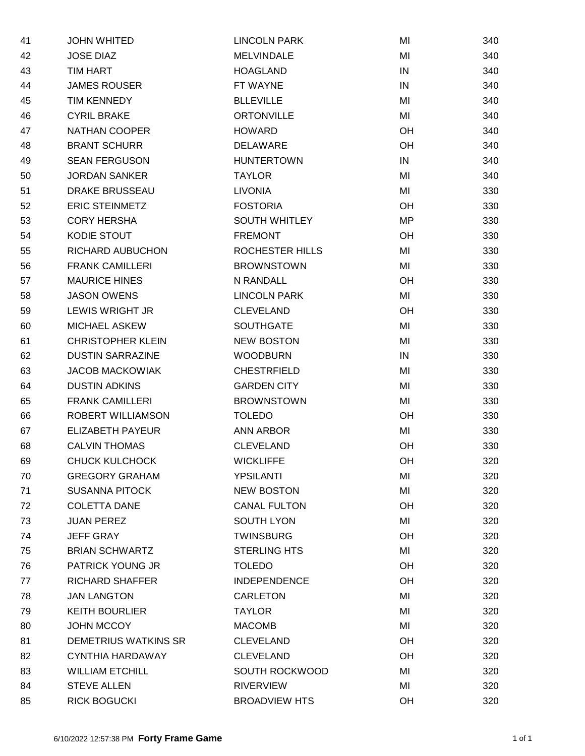| | | | | |
|---|---|---|---|---|
| 41 | JOHN WHITED | LINCOLN PARK | MI | 340 |
| 42 | JOSE DIAZ | MELVINDALE | MI | 340 |
| 43 | TIM HART | HOAGLAND | IN | 340 |
| 44 | JAMES ROUSER | FT WAYNE | IN | 340 |
| 45 | TIM KENNEDY | BLLEVILLE | MI | 340 |
| 46 | CYRIL BRAKE | ORTONVILLE | MI | 340 |
| 47 | NATHAN COOPER | HOWARD | OH | 340 |
| 48 | BRANT SCHURR | DELAWARE | OH | 340 |
| 49 | SEAN FERGUSON | HUNTERTOWN | IN | 340 |
| 50 | JORDAN SANKER | TAYLOR | MI | 340 |
| 51 | DRAKE BRUSSEAU | LIVONIA | MI | 330 |
| 52 | ERIC STEINMETZ | FOSTORIA | OH | 330 |
| 53 | CORY HERSHA | SOUTH WHITLEY | MP | 330 |
| 54 | KODIE STOUT | FREMONT | OH | 330 |
| 55 | RICHARD AUBUCHON | ROCHESTER HILLS | MI | 330 |
| 56 | FRANK CAMILLERI | BROWNSTOWN | MI | 330 |
| 57 | MAURICE HINES | N RANDALL | OH | 330 |
| 58 | JASON OWENS | LINCOLN PARK | MI | 330 |
| 59 | LEWIS WRIGHT JR | CLEVELAND | OH | 330 |
| 60 | MICHAEL ASKEW | SOUTHGATE | MI | 330 |
| 61 | CHRISTOPHER KLEIN | NEW BOSTON | MI | 330 |
| 62 | DUSTIN SARRAZINE | WOODBURN | IN | 330 |
| 63 | JACOB MACKOWIAK | CHESTRFIELD | MI | 330 |
| 64 | DUSTIN ADKINS | GARDEN CITY | MI | 330 |
| 65 | FRANK CAMILLERI | BROWNSTOWN | MI | 330 |
| 66 | ROBERT WILLIAMSON | TOLEDO | OH | 330 |
| 67 | ELIZABETH PAYEUR | ANN ARBOR | MI | 330 |
| 68 | CALVIN THOMAS | CLEVELAND | OH | 330 |
| 69 | CHUCK KULCHOCK | WICKLIFFE | OH | 320 |
| 70 | GREGORY GRAHAM | YPSILANTI | MI | 320 |
| 71 | SUSANNA PITOCK | NEW BOSTON | MI | 320 |
| 72 | COLETTA DANE | CANAL FULTON | OH | 320 |
| 73 | JUAN PEREZ | SOUTH LYON | MI | 320 |
| 74 | JEFF GRAY | TWINSBURG | OH | 320 |
| 75 | BRIAN SCHWARTZ | STERLING HTS | MI | 320 |
| 76 | PATRICK YOUNG JR | TOLEDO | OH | 320 |
| 77 | RICHARD SHAFFER | INDEPENDENCE | OH | 320 |
| 78 | JAN LANGTON | CARLETON | MI | 320 |
| 79 | KEITH BOURLIER | TAYLOR | MI | 320 |
| 80 | JOHN MCCOY | MACOMB | MI | 320 |
| 81 | DEMETRIUS WATKINS SR | CLEVELAND | OH | 320 |
| 82 | CYNTHIA HARDAWAY | CLEVELAND | OH | 320 |
| 83 | WILLIAM ETCHILL | SOUTH ROCKWOOD | MI | 320 |
| 84 | STEVE ALLEN | RIVERVIEW | MI | 320 |
| 85 | RICK BOGUCKI | BROADVIEW HTS | OH | 320 |

6/10/2022 12:57:38 PM **Forty Frame Game**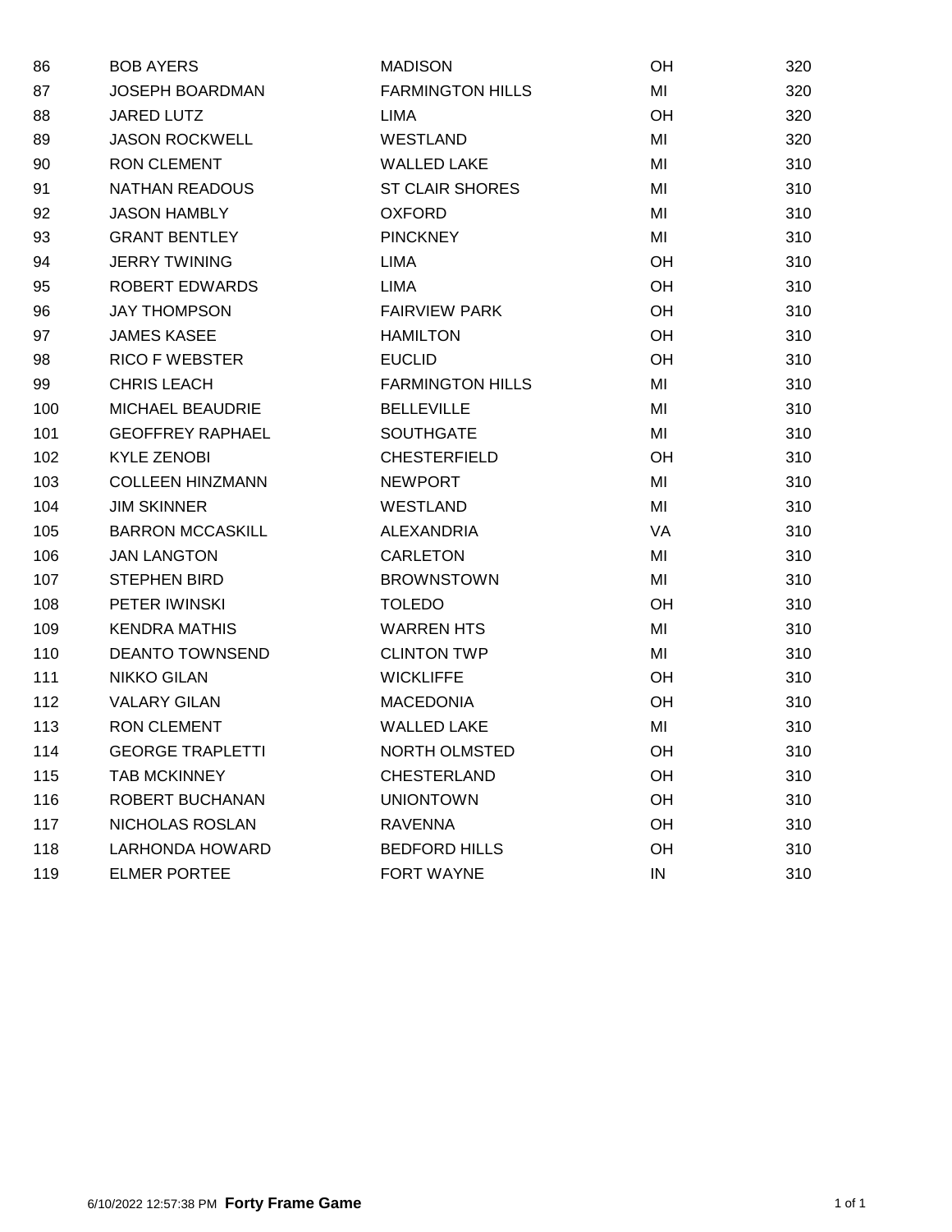| | | | | |
|---|---|---|---|---|
| 86 | BOB AYERS | MADISON | OH | 320 |
| 87 | JOSEPH BOARDMAN | FARMINGTON HILLS | MI | 320 |
| 88 | JARED LUTZ | LIMA | OH | 320 |
| 89 | JASON ROCKWELL | WESTLAND | MI | 320 |
| 90 | RON CLEMENT | WALLED LAKE | MI | 310 |
| 91 | NATHAN READOUS | ST CLAIR SHORES | MI | 310 |
| 92 | JASON HAMBLY | OXFORD | MI | 310 |
| 93 | GRANT BENTLEY | PINCKNEY | MI | 310 |
| 94 | JERRY TWINING | LIMA | OH | 310 |
| 95 | ROBERT EDWARDS | LIMA | OH | 310 |
| 96 | JAY THOMPSON | FAIRVIEW PARK | OH | 310 |
| 97 | JAMES KASEE | HAMILTON | OH | 310 |
| 98 | RICO F WEBSTER | EUCLID | OH | 310 |
| 99 | CHRIS LEACH | FARMINGTON HILLS | MI | 310 |
| 100 | MICHAEL BEAUDRIE | BELLEVILLE | MI | 310 |
| 101 | GEOFFREY RAPHAEL | SOUTHGATE | MI | 310 |
| 102 | KYLE ZENOBI | CHESTERFIELD | OH | 310 |
| 103 | COLLEEN HINZMANN | NEWPORT | MI | 310 |
| 104 | JIM SKINNER | WESTLAND | MI | 310 |
| 105 | BARRON MCCASKILL | ALEXANDRIA | VA | 310 |
| 106 | JAN LANGTON | CARLETON | MI | 310 |
| 107 | STEPHEN BIRD | BROWNSTOWN | MI | 310 |
| 108 | PETER IWINSKI | TOLEDO | OH | 310 |
| 109 | KENDRA MATHIS | WARREN HTS | MI | 310 |
| 110 | DEANTO TOWNSEND | CLINTON TWP | MI | 310 |
| 111 | NIKKO GILAN | WICKLIFFE | OH | 310 |
| 112 | VALARY GILAN | MACEDONIA | OH | 310 |
| 113 | RON CLEMENT | WALLED LAKE | MI | 310 |
| 114 | GEORGE TRAPLETTI | NORTH OLMSTED | OH | 310 |
| 115 | TAB MCKINNEY | CHESTERLAND | OH | 310 |
| 116 | ROBERT BUCHANAN | UNIONTOWN | OH | 310 |
| 117 | NICHOLAS ROSLAN | RAVENNA | OH | 310 |
| 118 | LARHONDA HOWARD | BEDFORD HILLS | OH | 310 |
| 119 | ELMER PORTEE | FORT WAYNE | IN | 310 |

6/10/2022 12:57:38 PM **Forty Frame Game**